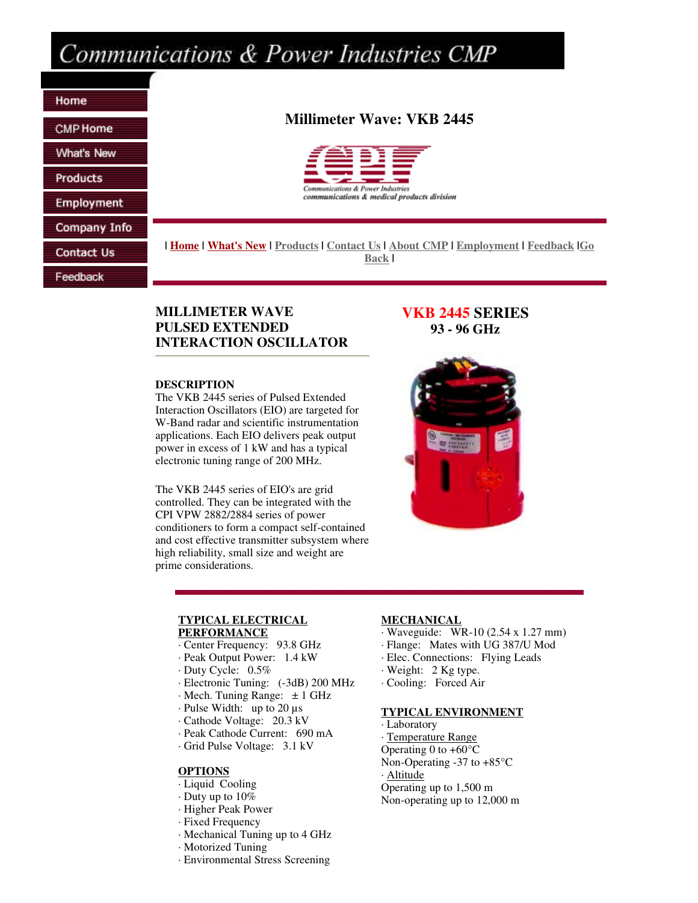# Communications & Power Industries CMP

- Home
- CMP Home
- What's New
- Products
- Employment
- Company Info
- Contact Us
- Feedback

## Millimeter Wave: VKB 2445

Communications & Power Industries
communications & medical products division

| Home | What's New | Products | Contact Us | About CMP | Employment | Feedback |Go Back |

### MILLIMETER WAVE PULSED EXTENDED INTERACTION OSCILLATOR

### VKB 2445 SERIES
**93 - 96 GHz**

**DESCRIPTION**

The VKB 2445 series of Pulsed Extended Interaction Oscillators (EIO) are targeted for W-Band radar and scientific instrumentation applications. Each EIO delivers peak output power in excess of 1 kW and has a typical electronic tuning range of 200 MHz.

The VKB 2445 series of EIO's are grid controlled. They can be integrated with the CPI VPW 2882/2884 series of power conditioners to form a compact self-contained and cost effective transmitter subsystem where high reliability, small size and weight are prime considerations.

**TYPICAL ELECTRICAL PERFORMANCE**

· Center Frequency: 93.8 GHz
· Peak Output Power: 1.4 kW
· Duty Cycle: 0.5%
· Electronic Tuning: (-3dB) 200 MHz
· Mech. Tuning Range: ± 1 GHz
· Pulse Width: up to 20 µs
· Cathode Voltage: 20.3 kV
· Peak Cathode Current: 690 mA
· Grid Pulse Voltage: 3.1 kV

**OPTIONS**

· Liquid Cooling
· Duty up to 10%
· Higher Peak Power
· Fixed Frequency
· Mechanical Tuning up to 4 GHz
· Motorized Tuning
· Environmental Stress Screening

**MECHANICAL**

· Waveguide: WR-10 (2.54 x 1.27 mm)
· Flange: Mates with UG 387/U Mod
· Elec. Connections: Flying Leads
· Weight: 2 Kg typ.
· Cooling: Forced Air

**TYPICAL ENVIRONMENT**

· Laboratory
· Temperature Range
Operating 0 to +60°C
Non-Operating -37 to +85°C
· Altitude
Operating up to 1,500 m
Non-operating up to 12,000 m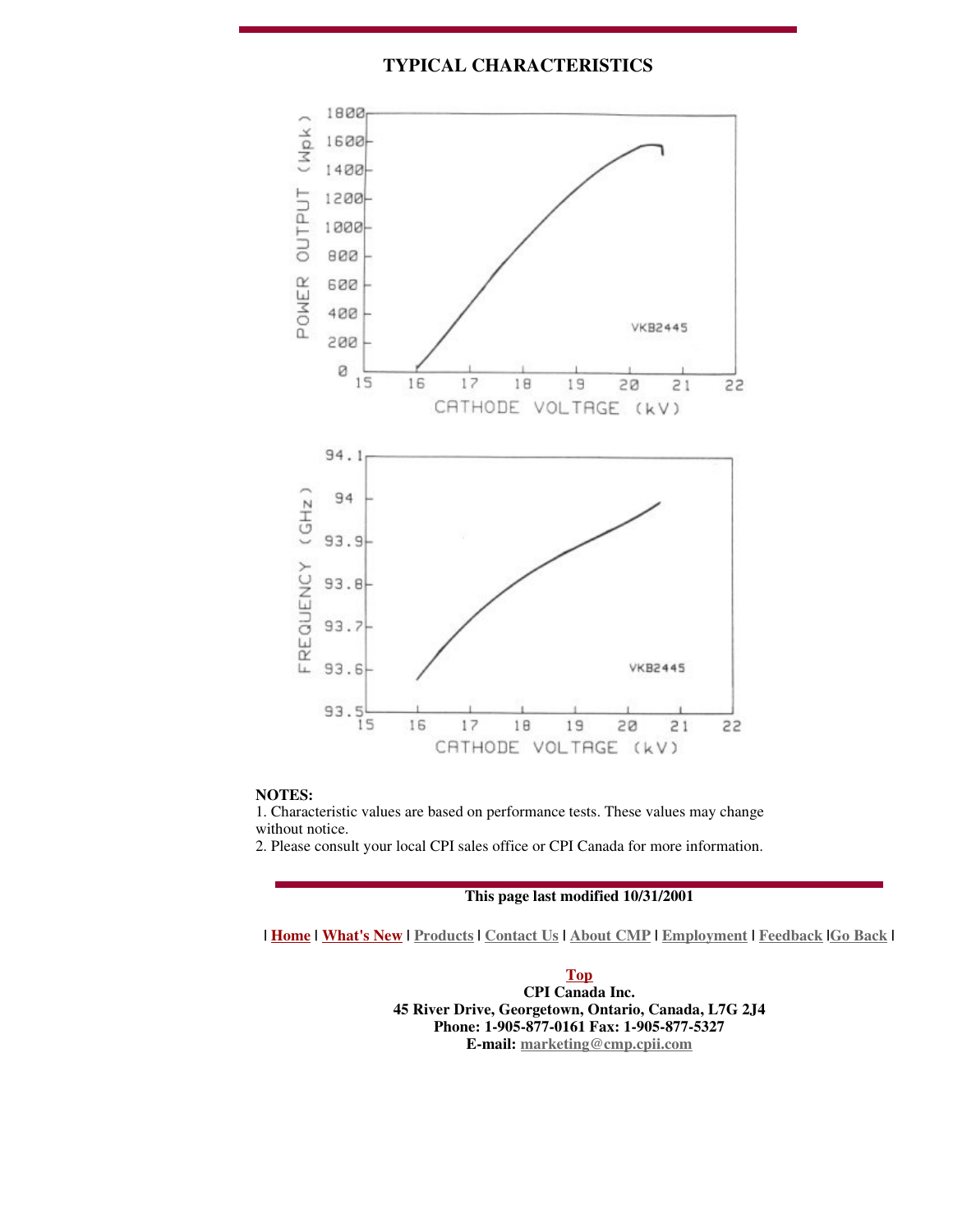## TYPICAL CHARACTERISTICS

POWER OUTPUT (Wpk)

1800
1600
1400
1200
1000
800
600
400
200
0

15 16 17 18 19 20 21 22

CATHODE VOLTAGE (kV)

VKB2445

FREQUENCY (GHz)

94.1
94
93.9
93.8
93.7
93.6
93.5

15 16 17 18 19 20 21 22

CATHODE VOLTAGE (kV)

VKB2445

**NOTES:**

1. Characteristic values are based on performance tests. These values may change without notice.
2. Please consult your local CPI sales office or CPI Canada for more information.

**This page last modified 10/31/2001**

| **Home** | **What's New** | **Products** | **Contact Us** | **About CMP** | **Employment** | **Feedback** | **Go Back** |

**Top**

**CPI Canada Inc.**
**45 River Drive, Georgetown, Ontario, Canada, L7G 2J4**
**Phone: 1-905-877-0161 Fax: 1-905-877-5327**
**E-mail: marketing@cmp.cpii.com**